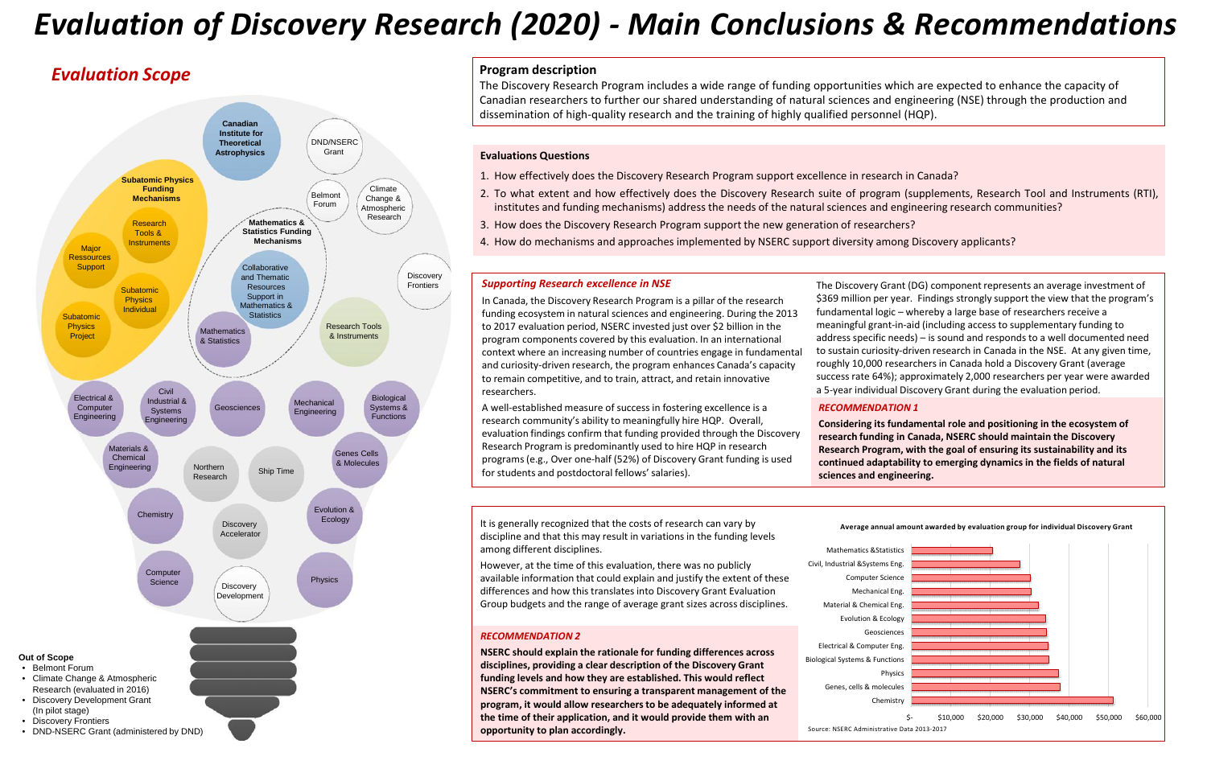# Evaluation of Discovery Research (2020) - Main Conclusions & Recommendations

## *Evaluation Scope*

Canadian Institute for Theoretical Astrophysics

DND/NSERC Grant

Belmont Forum

Climate Change & Atmospheric Research

Subatomic Physics Funding Mechanisms

- Research Tools & Instruments
- Major Ressources Support
- Subatomic Physics Individual
- Subatomic Physics Project

Mathematics & Statistics Funding Mechanisms

- Collaborative and Thematic Resources Support in Mathematics & Statistics
- Mathematics & Statistics

Discovery Frontiers

Research Tools & Instruments

Electrical & Computer Engineering

Civil Industrial & Systems Engineering

Geosciences

Mechanical Engineering

Biological Systems & Functions

Materials & Chemical Engineering

Northern Research

Ship Time

Genes Cells & Molecules

Chemistry

Discovery Accelerator

Evolution & Ecology

Computer Science

Discovery Development

Physics

**Out of Scope**

- Belmont Forum
- Climate Change & Atmospheric Research (evaluated in 2016)
- Discovery Development Grant (In pilot stage)
- Discovery Frontiers
- DND-NSERC Grant (administered by DND)

### Program description

The Discovery Research Program includes a wide range of funding opportunities which are expected to enhance the capacity of Canadian researchers to further our shared understanding of natural sciences and engineering (NSE) through the production and dissemination of high-quality research and the training of highly qualified personnel (HQP).

### Evaluations Questions

1. How effectively does the Discovery Research Program support excellence in research in Canada?
2. To what extent and how effectively does the Discovery Research suite of program (supplements, Research Tool and Instruments (RTI), institutes and funding mechanisms) address the needs of the natural sciences and engineering research communities?
3. How does the Discovery Research Program support the new generation of researchers?
4. How do mechanisms and approaches implemented by NSERC support diversity among Discovery applicants?

### *Supporting Research excellence in NSE*

In Canada, the Discovery Research Program is a pillar of the research funding ecosystem in natural sciences and engineering. During the 2013 to 2017 evaluation period, NSERC invested just over $2 billion in the program components covered by this evaluation. In an international context where an increasing number of countries engage in fundamental and curiosity-driven research, the program enhances Canada's capacity to remain competitive, and to train, attract, and retain innovative researchers.

A well-established measure of success in fostering excellence is a research community's ability to meaningfully hire HQP. Overall, evaluation findings confirm that funding provided through the Discovery Research Program is predominantly used to hire HQP in research programs (e.g., Over one-half (52%) of Discovery Grant funding is used for students and postdoctoral fellows' salaries).

The Discovery Grant (DG) component represents an average investment of $369 million per year. Findings strongly support the view that the program's fundamental logic – whereby a large base of researchers receive a meaningful grant-in-aid (including access to supplementary funding to address specific needs) – is sound and responds to a well documented need to sustain curiosity-driven research in Canada in the NSE. At any given time, roughly 10,000 researchers in Canada hold a Discovery Grant (average success rate 64%); approximately 2,000 researchers per year were awarded a 5-year individual Discovery Grant during the evaluation period.

#### *RECOMMENDATION 1*

**Considering its fundamental role and positioning in the ecosystem of research funding in Canada, NSERC should maintain the Discovery Research Program, with the goal of ensuring its sustainability and its continued adaptability to emerging dynamics in the fields of natural sciences and engineering.**

It is generally recognized that the costs of research can vary by discipline and that this may result in variations in the funding levels among different disciplines.

However, at the time of this evaluation, there was no publicly available information that could explain and justify the extent of these differences and how this translates into Discovery Grant Evaluation Group budgets and the range of average grant sizes across disciplines.

#### *RECOMMENDATION 2*

**NSERC should explain the rationale for funding differences across disciplines, providing a clear description of the Discovery Grant funding levels and how they are established. This would reflect NSERC's commitment to ensuring a transparent management of the program, it would allow researchers to be adequately informed at the time of their application, and it would provide them with an opportunity to plan accordingly.**

**Average annual amount awarded by evaluation group for individual Discovery Grant**

Mathematics &Statistics; Civil, Industrial &Systems Eng.; Computer Science; Mechanical Eng.; Material & Chemical Eng.; Evolution & Ecology; Geosciences; Electrical & Computer Eng.; Biological Systems & Functions; Physics; Genes, cells & molecules; Chemistry

$- ; $10,000 ; $20,000 ; $30,000 ; $40,000 ; $50,000 ; $60,000

Source: NSERC Administrative Data 2013-2017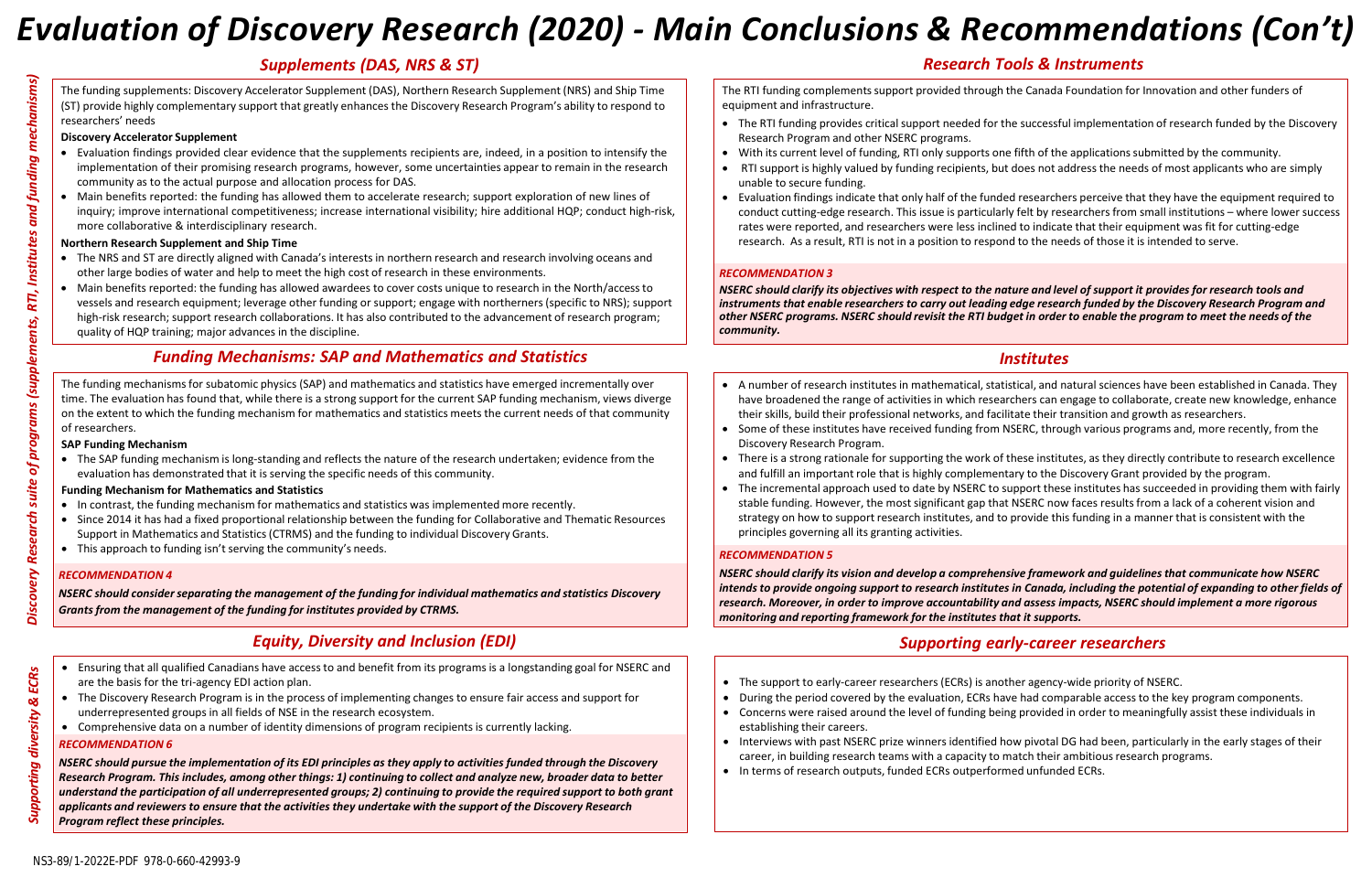# Evaluation of Discovery Research (2020) - Main Conclusions & Recommendations (Con't)

*Discovery Research suite of programs (supplements, RTI, Institutes and funding mechanisms)*

## *Supplements (DAS, NRS & ST)*

The funding supplements: Discovery Accelerator Supplement (DAS), Northern Research Supplement (NRS) and Ship Time (ST) provide highly complementary support that greatly enhances the Discovery Research Program's ability to respond to researchers' needs

**Discovery Accelerator Supplement**

- Evaluation findings provided clear evidence that the supplements recipients are, indeed, in a position to intensify the implementation of their promising research programs, however, some uncertainties appear to remain in the research community as to the actual purpose and allocation process for DAS.
- Main benefits reported: the funding has allowed them to accelerate research; support exploration of new lines of inquiry; improve international competitiveness; increase international visibility; hire additional HQP; conduct high-risk, more collaborative & interdisciplinary research.

**Northern Research Supplement and Ship Time**

- The NRS and ST are directly aligned with Canada's interests in northern research and research involving oceans and other large bodies of water and help to meet the high cost of research in these environments.
- Main benefits reported: the funding has allowed awardees to cover costs unique to research in the North/access to vessels and research equipment; leverage other funding or support; engage with northerners (specific to NRS); support high-risk research; support research collaborations. It has also contributed to the advancement of research program; quality of HQP training; major advances in the discipline.

## *Funding Mechanisms: SAP and Mathematics and Statistics*

The funding mechanisms for subatomic physics (SAP) and mathematics and statistics have emerged incrementally over time. The evaluation has found that, while there is a strong support for the current SAP funding mechanism, views diverge on the extent to which the funding mechanism for mathematics and statistics meets the current needs of that community of researchers.

**SAP Funding Mechanism**

- The SAP funding mechanism is long-standing and reflects the nature of the research undertaken; evidence from the evaluation has demonstrated that it is serving the specific needs of this community.

**Funding Mechanism for Mathematics and Statistics**

- In contrast, the funding mechanism for mathematics and statistics was implemented more recently.
- Since 2014 it has had a fixed proportional relationship between the funding for Collaborative and Thematic Resources Support in Mathematics and Statistics (CTRMS) and the funding to individual Discovery Grants.
- This approach to funding isn't serving the community's needs.

***RECOMMENDATION 4***

***NSERC should consider separating the management of the funding for individual mathematics and statistics Discovery Grants from the management of the funding for institutes provided by CTRMS.***

## *Research Tools & Instruments*

The RTI funding complements support provided through the Canada Foundation for Innovation and other funders of equipment and infrastructure.

- The RTI funding provides critical support needed for the successful implementation of research funded by the Discovery Research Program and other NSERC programs.
- With its current level of funding, RTI only supports one fifth of the applications submitted by the community.
- RTI support is highly valued by funding recipients, but does not address the needs of most applicants who are simply unable to secure funding.
- Evaluation findings indicate that only half of the funded researchers perceive that they have the equipment required to conduct cutting-edge research. This issue is particularly felt by researchers from small institutions – where lower success rates were reported, and researchers were less inclined to indicate that their equipment was fit for cutting-edge research. As a result, RTI is not in a position to respond to the needs of those it is intended to serve.

***RECOMMENDATION 3***

***NSERC should clarify its objectives with respect to the nature and level of support it provides for research tools and instruments that enable researchers to carry out leading edge research funded by the Discovery Research Program and other NSERC programs. NSERC should revisit the RTI budget in order to enable the program to meet the needs of the community.***

## *Institutes*

- A number of research institutes in mathematical, statistical, and natural sciences have been established in Canada. They have broadened the range of activities in which researchers can engage to collaborate, create new knowledge, enhance their skills, build their professional networks, and facilitate their transition and growth as researchers.
- Some of these institutes have received funding from NSERC, through various programs and, more recently, from the Discovery Research Program.
- There is a strong rationale for supporting the work of these institutes, as they directly contribute to research excellence and fulfill an important role that is highly complementary to the Discovery Grant provided by the program.
- The incremental approach used to date by NSERC to support these institutes has succeeded in providing them with fairly stable funding. However, the most significant gap that NSERC now faces results from a lack of a coherent vision and strategy on how to support research institutes, and to provide this funding in a manner that is consistent with the principles governing all its granting activities.

***RECOMMENDATION 5***

***NSERC should clarify its vision and develop a comprehensive framework and guidelines that communicate how NSERC intends to provide ongoing support to research institutes in Canada, including the potential of expanding to other fields of research. Moreover, in order to improve accountability and assess impacts, NSERC should implement a more rigorous monitoring and reporting framework for the institutes that it supports.***

*Supporting diversity & ECRs*

## *Equity, Diversity and Inclusion (EDI)*

- Ensuring that all qualified Canadians have access to and benefit from its programs is a longstanding goal for NSERC and are the basis for the tri-agency EDI action plan.
- The Discovery Research Program is in the process of implementing changes to ensure fair access and support for underrepresented groups in all fields of NSE in the research ecosystem.
- Comprehensive data on a number of identity dimensions of program recipients is currently lacking.

***RECOMMENDATION 6***

***NSERC should pursue the implementation of its EDI principles as they apply to activities funded through the Discovery Research Program. This includes, among other things: 1) continuing to collect and analyze new, broader data to better understand the participation of all underrepresented groups; 2) continuing to provide the required support to both grant applicants and reviewers to ensure that the activities they undertake with the support of the Discovery Research Program reflect these principles.***

## *Supporting early-career researchers*

- The support to early-career researchers (ECRs) is another agency-wide priority of NSERC.
- During the period covered by the evaluation, ECRs have had comparable access to the key program components.
- Concerns were raised around the level of funding being provided in order to meaningfully assist these individuals in establishing their careers.
- Interviews with past NSERC prize winners identified how pivotal DG had been, particularly in the early stages of their career, in building research teams with a capacity to match their ambitious research programs.
- In terms of research outputs, funded ECRs outperformed unfunded ECRs.

NS3-89/1-2022E-PDF 978-0-660-42993-9